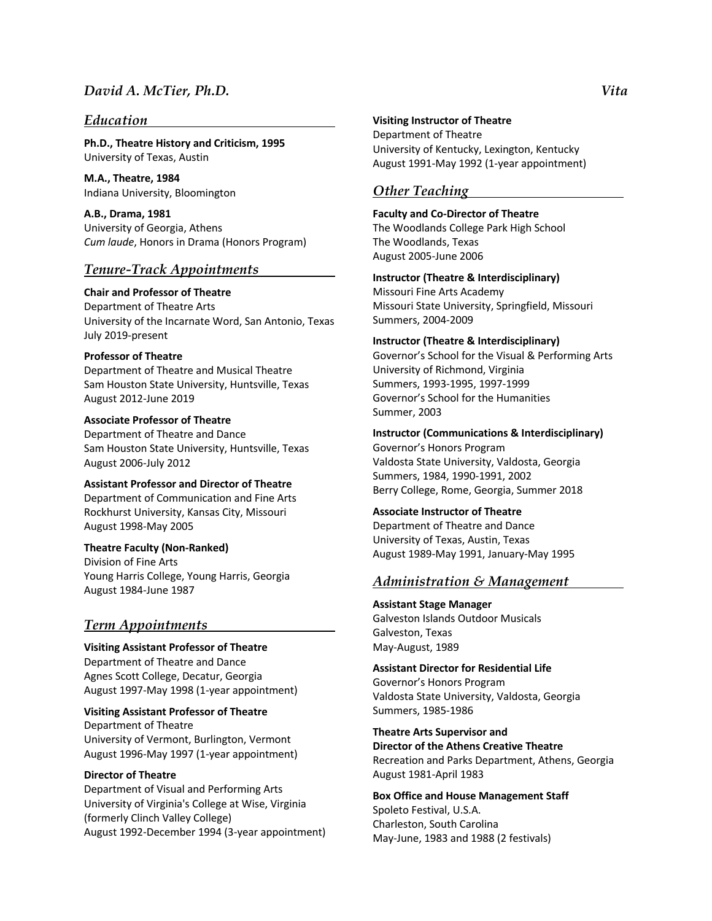# *David A. McTier, Ph.D.* — *Vita*

## *Education*

**Ph.D., Theatre History and Criticism, 1995**
University of Texas, Austin

**M.A., Theatre, 1984**
Indiana University, Bloomington

**A.B., Drama, 1981**
University of Georgia, Athens
*Cum laude*, Honors in Drama (Honors Program)

## *Tenure-Track Appointments*

**Chair and Professor of Theatre**
Department of Theatre Arts
University of the Incarnate Word, San Antonio, Texas
July 2019-present

**Professor of Theatre**
Department of Theatre and Musical Theatre
Sam Houston State University, Huntsville, Texas
August 2012-June 2019

**Associate Professor of Theatre**
Department of Theatre and Dance
Sam Houston State University, Huntsville, Texas
August 2006-July 2012

**Assistant Professor and Director of Theatre**
Department of Communication and Fine Arts
Rockhurst University, Kansas City, Missouri
August 1998-May 2005

**Theatre Faculty (Non-Ranked)**
Division of Fine Arts
Young Harris College, Young Harris, Georgia
August 1984-June 1987

## *Term Appointments*

**Visiting Assistant Professor of Theatre**
Department of Theatre and Dance
Agnes Scott College, Decatur, Georgia
August 1997-May 1998 (1-year appointment)

**Visiting Assistant Professor of Theatre**
Department of Theatre
University of Vermont, Burlington, Vermont
August 1996-May 1997 (1-year appointment)

**Director of Theatre**
Department of Visual and Performing Arts
University of Virginia's College at Wise, Virginia
(formerly Clinch Valley College)
August 1992-December 1994 (3-year appointment)

**Visiting Instructor of Theatre**
Department of Theatre
University of Kentucky, Lexington, Kentucky
August 1991-May 1992 (1-year appointment)

## *Other Teaching*

**Faculty and Co-Director of Theatre**
The Woodlands College Park High School
The Woodlands, Texas
August 2005-June 2006

**Instructor (Theatre & Interdisciplinary)**
Missouri Fine Arts Academy
Missouri State University, Springfield, Missouri
Summers, 2004-2009

**Instructor (Theatre & Interdisciplinary)**
Governor's School for the Visual & Performing Arts
University of Richmond, Virginia
Summers, 1993-1995, 1997-1999
Governor's School for the Humanities
Summer, 2003

**Instructor (Communications & Interdisciplinary)**
Governor's Honors Program
Valdosta State University, Valdosta, Georgia
Summers, 1984, 1990-1991, 2002
Berry College, Rome, Georgia, Summer 2018

**Associate Instructor of Theatre**
Department of Theatre and Dance
University of Texas, Austin, Texas
August 1989-May 1991, January-May 1995

## *Administration & Management*

**Assistant Stage Manager**
Galveston Islands Outdoor Musicals
Galveston, Texas
May-August, 1989

**Assistant Director for Residential Life**
Governor's Honors Program
Valdosta State University, Valdosta, Georgia
Summers, 1985-1986

**Theatre Arts Supervisor and**
**Director of the Athens Creative Theatre**
Recreation and Parks Department, Athens, Georgia
August 1981-April 1983

**Box Office and House Management Staff**
Spoleto Festival, U.S.A.
Charleston, South Carolina
May-June, 1983 and 1988 (2 festivals)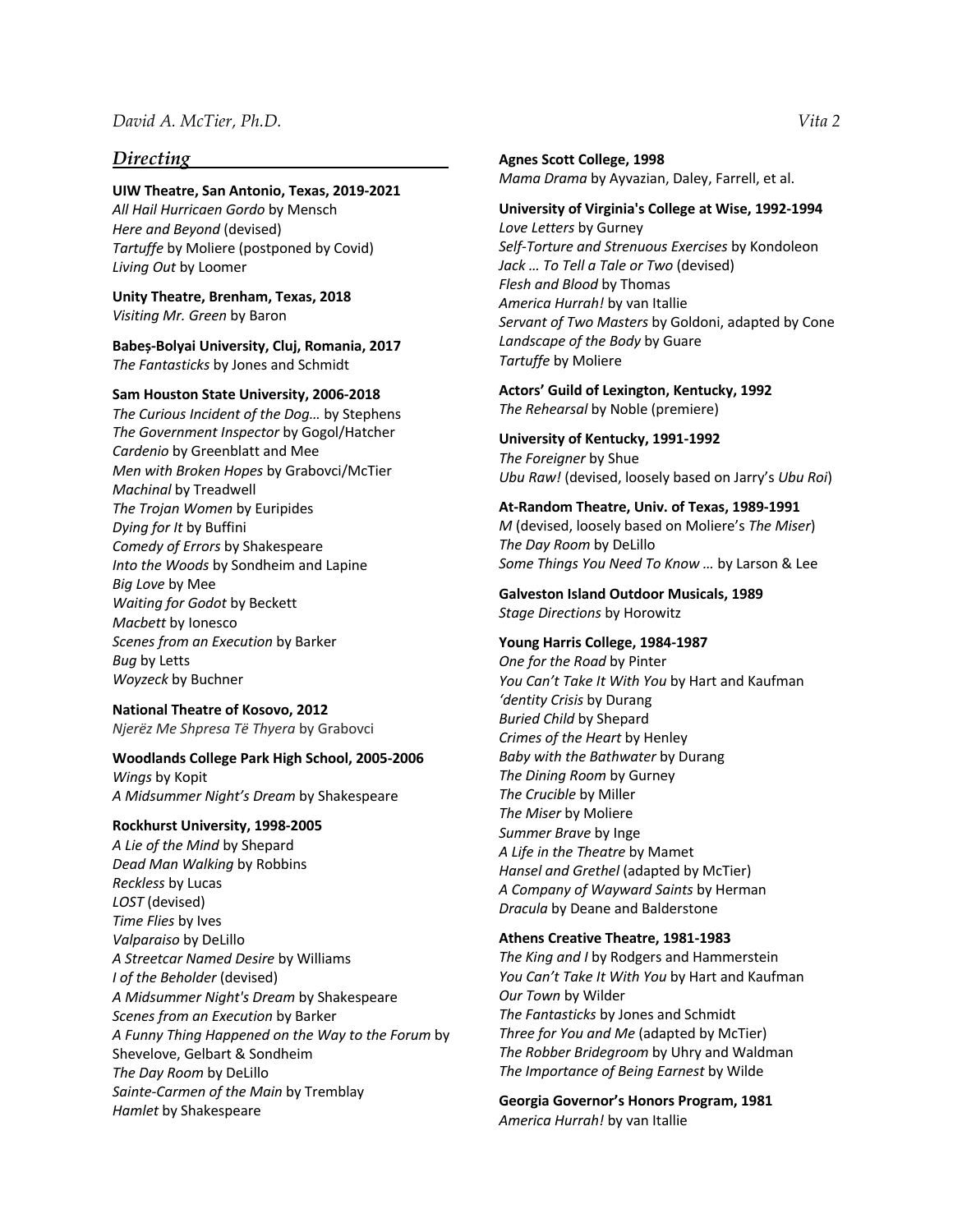## *Directing*

**UIW Theatre, San Antonio, Texas, 2019-2021**
*All Hail Hurricaen Gordo* by Mensch
*Here and Beyond* (devised)
*Tartuffe* by Moliere (postponed by Covid)
*Living Out* by Loomer

**Unity Theatre, Brenham, Texas, 2018**
*Visiting Mr. Green* by Baron

**Babeș-Bolyai University, Cluj, Romania, 2017**
*The Fantasticks* by Jones and Schmidt

**Sam Houston State University, 2006-2018**
*The Curious Incident of the Dog…* by Stephens
*The Government Inspector* by Gogol/Hatcher
*Cardenio* by Greenblatt and Mee
*Men with Broken Hopes* by Grabovci/McTier
*Machinal* by Treadwell
*The Trojan Women* by Euripides
*Dying for It* by Buffini
*Comedy of Errors* by Shakespeare
*Into the Woods* by Sondheim and Lapine
*Big Love* by Mee
*Waiting for Godot* by Beckett
*Macbett* by Ionesco
*Scenes from an Execution* by Barker
*Bug* by Letts
*Woyzeck* by Buchner

**National Theatre of Kosovo, 2012**
*Njerëz Me Shpresa Të Thyera* by Grabovci

**Woodlands College Park High School, 2005-2006**
*Wings* by Kopit
*A Midsummer Night's Dream* by Shakespeare

**Rockhurst University, 1998-2005**
*A Lie of the Mind* by Shepard
*Dead Man Walking* by Robbins
*Reckless* by Lucas
*LOST* (devised)
*Time Flies* by Ives
*Valparaiso* by DeLillo
*A Streetcar Named Desire* by Williams
*I of the Beholder* (devised)
*A Midsummer Night's Dream* by Shakespeare
*Scenes from an Execution* by Barker
*A Funny Thing Happened on the Way to the Forum* by Shevelove, Gelbart & Sondheim
*The Day Room* by DeLillo
*Sainte-Carmen of the Main* by Tremblay
*Hamlet* by Shakespeare

**Agnes Scott College, 1998**
*Mama Drama* by Ayvazian, Daley, Farrell, et al.

**University of Virginia's College at Wise, 1992-1994**
*Love Letters* by Gurney
*Self-Torture and Strenuous Exercises* by Kondoleon
*Jack … To Tell a Tale or Two* (devised)
*Flesh and Blood* by Thomas
*America Hurrah!* by van Itallie
*Servant of Two Masters* by Goldoni, adapted by Cone
*Landscape of the Body* by Guare
*Tartuffe* by Moliere

**Actors' Guild of Lexington, Kentucky, 1992**
*The Rehearsal* by Noble (premiere)

**University of Kentucky, 1991-1992**
*The Foreigner* by Shue
*Ubu Raw!* (devised, loosely based on Jarry's *Ubu Roi*)

**At-Random Theatre, Univ. of Texas, 1989-1991**
*M* (devised, loosely based on Moliere's *The Miser*)
*The Day Room* by DeLillo
*Some Things You Need To Know …* by Larson & Lee

**Galveston Island Outdoor Musicals, 1989**
*Stage Directions* by Horowitz

**Young Harris College, 1984-1987**
*One for the Road* by Pinter
*You Can't Take It With You* by Hart and Kaufman
*'dentity Crisis* by Durang
*Buried Child* by Shepard
*Crimes of the Heart* by Henley
*Baby with the Bathwater* by Durang
*The Dining Room* by Gurney
*The Crucible* by Miller
*The Miser* by Moliere
*Summer Brave* by Inge
*A Life in the Theatre* by Mamet
*Hansel and Grethel* (adapted by McTier)
*A Company of Wayward Saints* by Herman
*Dracula* by Deane and Balderstone

**Athens Creative Theatre, 1981-1983**
*The King and I* by Rodgers and Hammerstein
*You Can't Take It With You* by Hart and Kaufman
*Our Town* by Wilder
*The Fantasticks* by Jones and Schmidt
*Three for You and Me* (adapted by McTier)
*The Robber Bridegroom* by Uhry and Waldman
*The Importance of Being Earnest* by Wilde

**Georgia Governor's Honors Program, 1981**
*America Hurrah!* by van Itallie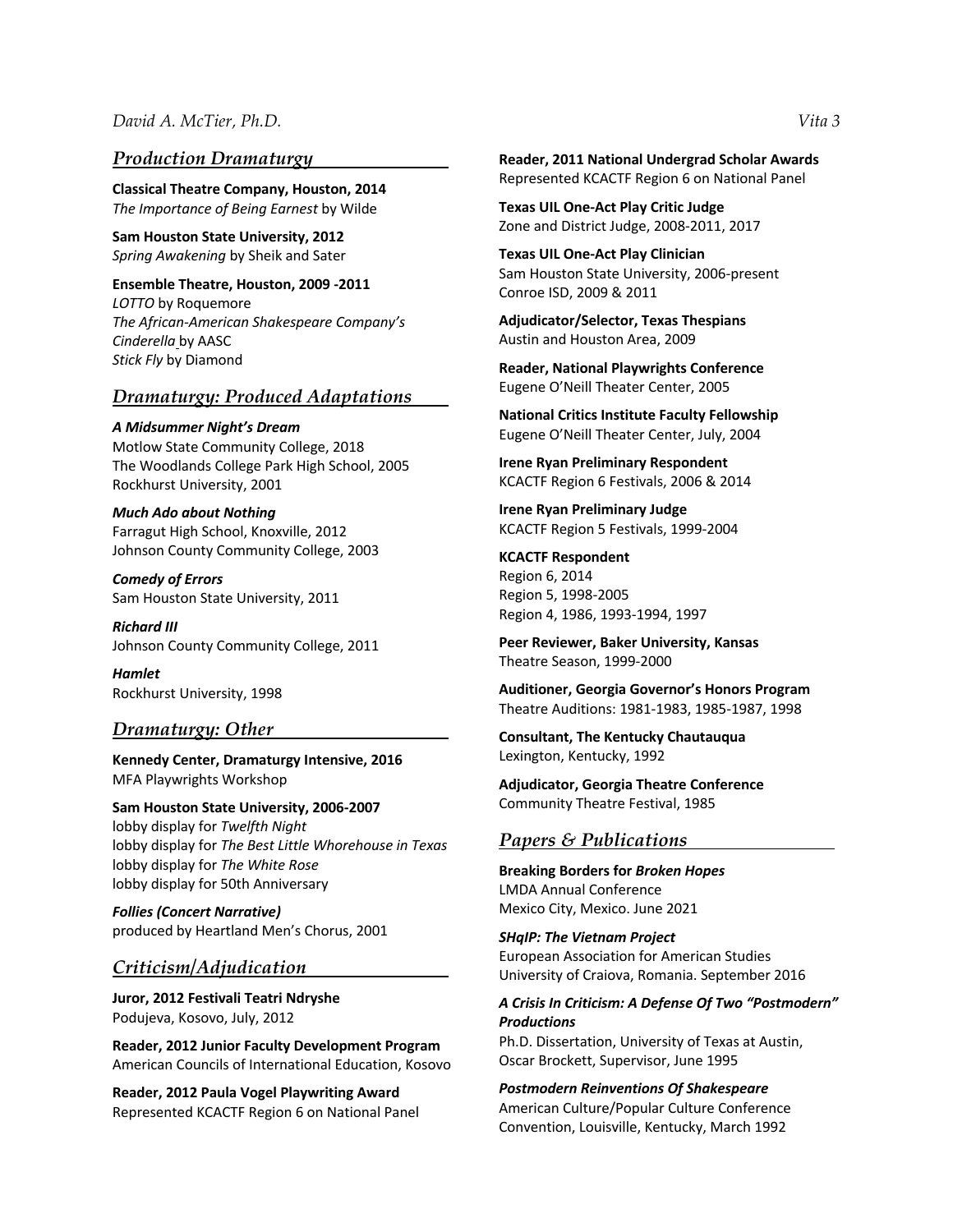## *Production Dramaturgy*

**Classical Theatre Company, Houston, 2014**
*The Importance of Being Earnest* by Wilde

**Sam Houston State University, 2012**
*Spring Awakening* by Sheik and Sater

**Ensemble Theatre, Houston, 2009 -2011**
*LOTTO* by Roquemore
*The African-American Shakespeare Company's Cinderella* by AASC
*Stick Fly* by Diamond

## *Dramaturgy: Produced Adaptations*

***A Midsummer Night's Dream***
Motlow State Community College, 2018
The Woodlands College Park High School, 2005
Rockhurst University, 2001

***Much Ado about Nothing***
Farragut High School, Knoxville, 2012
Johnson County Community College, 2003

***Comedy of Errors***
Sam Houston State University, 2011

***Richard III***
Johnson County Community College, 2011

***Hamlet***
Rockhurst University, 1998

## *Dramaturgy: Other*

**Kennedy Center, Dramaturgy Intensive, 2016**
MFA Playwrights Workshop

**Sam Houston State University, 2006-2007**
lobby display for *Twelfth Night*
lobby display for *The Best Little Whorehouse in Texas*
lobby display for *The White Rose*
lobby display for 50th Anniversary

***Follies (Concert Narrative)***
produced by Heartland Men's Chorus, 2001

## *Criticism/Adjudication*

**Juror, 2012 Festivali Teatri Ndryshe**
Podujeva, Kosovo, July, 2012

**Reader, 2012 Junior Faculty Development Program**
American Councils of International Education, Kosovo

**Reader, 2012 Paula Vogel Playwriting Award**
Represented KCACTF Region 6 on National Panel

**Reader, 2011 National Undergrad Scholar Awards**
Represented KCACTF Region 6 on National Panel

**Texas UIL One-Act Play Critic Judge**
Zone and District Judge, 2008-2011, 2017

**Texas UIL One-Act Play Clinician**
Sam Houston State University, 2006-present
Conroe ISD, 2009 & 2011

**Adjudicator/Selector, Texas Thespians**
Austin and Houston Area, 2009

**Reader, National Playwrights Conference**
Eugene O'Neill Theater Center, 2005

**National Critics Institute Faculty Fellowship**
Eugene O'Neill Theater Center, July, 2004

**Irene Ryan Preliminary Respondent**
KCACTF Region 6 Festivals, 2006 & 2014

**Irene Ryan Preliminary Judge**
KCACTF Region 5 Festivals, 1999-2004

**KCACTF Respondent**
Region 6, 2014
Region 5, 1998-2005
Region 4, 1986, 1993-1994, 1997

**Peer Reviewer, Baker University, Kansas**
Theatre Season, 1999-2000

**Auditioner, Georgia Governor's Honors Program**
Theatre Auditions: 1981-1983, 1985-1987, 1998

**Consultant, The Kentucky Chautauqua**
Lexington, Kentucky, 1992

**Adjudicator, Georgia Theatre Conference**
Community Theatre Festival, 1985

## *Papers & Publications*

**Breaking Borders for *Broken Hopes***
LMDA Annual Conference
Mexico City, Mexico. June 2021

***SHqIP: The Vietnam Project***
European Association for American Studies
University of Craiova, Romania. September 2016

***A Crisis In Criticism: A Defense Of Two "Postmodern" Productions***
Ph.D. Dissertation, University of Texas at Austin, Oscar Brockett, Supervisor, June 1995

***Postmodern Reinventions Of Shakespeare***
American Culture/Popular Culture Conference
Convention, Louisville, Kentucky, March 1992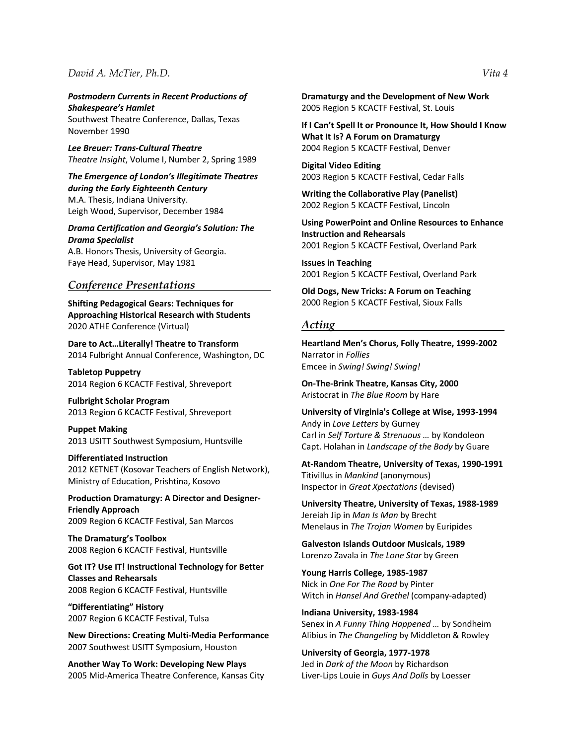***Postmodern Currents in Recent Productions of Shakespeare's Hamlet***
Southwest Theatre Conference, Dallas, Texas
November 1990

***Lee Breuer: Trans-Cultural Theatre***
*Theatre Insight*, Volume I, Number 2, Spring 1989

***The Emergence of London's Illegitimate Theatres during the Early Eighteenth Century***
M.A. Thesis, Indiana University.
Leigh Wood, Supervisor, December 1984

***Drama Certification and Georgia's Solution: The Drama Specialist***
A.B. Honors Thesis, University of Georgia.
Faye Head, Supervisor, May 1981

## *Conference Presentations*

**Shifting Pedagogical Gears: Techniques for Approaching Historical Research with Students**
2020 ATHE Conference (Virtual)

**Dare to Act…Literally! Theatre to Transform**
2014 Fulbright Annual Conference, Washington, DC

**Tabletop Puppetry**
2014 Region 6 KCACTF Festival, Shreveport

**Fulbright Scholar Program**
2013 Region 6 KCACTF Festival, Shreveport

**Puppet Making**
2013 USITT Southwest Symposium, Huntsville

**Differentiated Instruction**
2012 KETNET (Kosovar Teachers of English Network), Ministry of Education, Prishtina, Kosovo

**Production Dramaturgy: A Director and Designer-Friendly Approach**
2009 Region 6 KCACTF Festival, San Marcos

**The Dramaturg's Toolbox**
2008 Region 6 KCACTF Festival, Huntsville

**Got IT? Use IT! Instructional Technology for Better Classes and Rehearsals**
2008 Region 6 KCACTF Festival, Huntsville

**"Differentiating" History**
2007 Region 6 KCACTF Festival, Tulsa

**New Directions: Creating Multi-Media Performance**
2007 Southwest USITT Symposium, Houston

**Another Way To Work: Developing New Plays**
2005 Mid-America Theatre Conference, Kansas City

**Dramaturgy and the Development of New Work**
2005 Region 5 KCACTF Festival, St. Louis

**If I Can't Spell It or Pronounce It, How Should I Know What It Is? A Forum on Dramaturgy**
2004 Region 5 KCACTF Festival, Denver

**Digital Video Editing**
2003 Region 5 KCACTF Festival, Cedar Falls

**Writing the Collaborative Play (Panelist)**
2002 Region 5 KCACTF Festival, Lincoln

**Using PowerPoint and Online Resources to Enhance Instruction and Rehearsals**
2001 Region 5 KCACTF Festival, Overland Park

**Issues in Teaching**
2001 Region 5 KCACTF Festival, Overland Park

**Old Dogs, New Tricks: A Forum on Teaching**
2000 Region 5 KCACTF Festival, Sioux Falls

## *Acting*

**Heartland Men's Chorus, Folly Theatre, 1999-2002**
Narrator in *Follies*
Emcee in *Swing! Swing! Swing!*

**On-The-Brink Theatre, Kansas City, 2000**
Aristocrat in *The Blue Room* by Hare

**University of Virginia's College at Wise, 1993-1994**
Andy in *Love Letters* by Gurney
Carl in *Self Torture & Strenuous …* by Kondoleon
Capt. Holahan in *Landscape of the Body* by Guare

**At-Random Theatre, University of Texas, 1990-1991**
Titivillus in *Mankind* (anonymous)
Inspector in *Great Xpectations* (devised)

**University Theatre, University of Texas, 1988-1989**
Jereiah Jip in *Man Is Man* by Brecht
Menelaus in *The Trojan Women* by Euripides

**Galveston Islands Outdoor Musicals, 1989**
Lorenzo Zavala in *The Lone Star* by Green

**Young Harris College, 1985-1987**
Nick in *One For The Road* by Pinter
Witch in *Hansel And Grethel* (company-adapted)

**Indiana University, 1983-1984**
Senex in *A Funny Thing Happened …* by Sondheim
Alibius in *The Changeling* by Middleton & Rowley

**University of Georgia, 1977-1978**
Jed in *Dark of the Moon* by Richardson
Liver-Lips Louie in *Guys And Dolls* by Loesser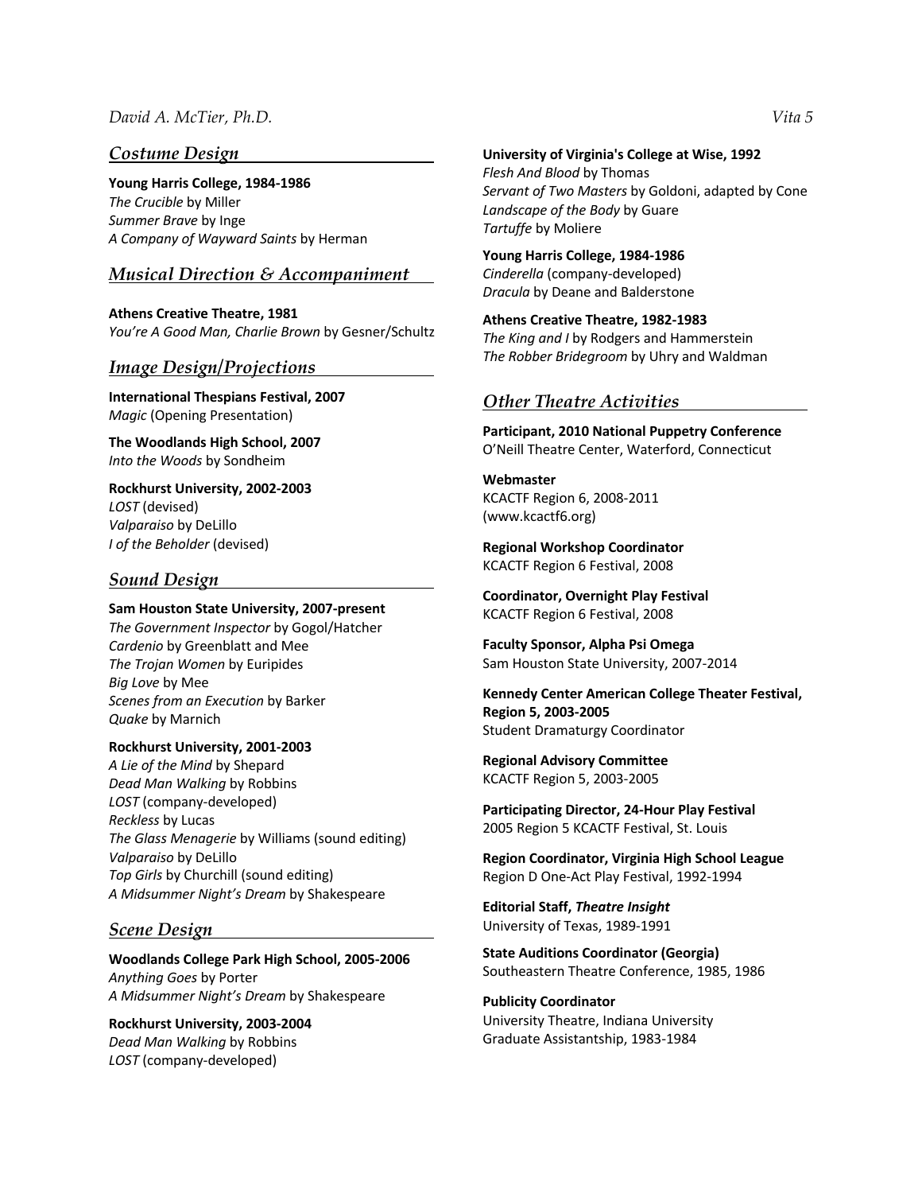## *Costume Design*

**Young Harris College, 1984-1986**
*The Crucible* by Miller
*Summer Brave* by Inge
*A Company of Wayward Saints* by Herman

## *Musical Direction & Accompaniment*

**Athens Creative Theatre, 1981**
*You're A Good Man, Charlie Brown* by Gesner/Schultz

## *Image Design/Projections*

**International Thespians Festival, 2007**
*Magic* (Opening Presentation)

**The Woodlands High School, 2007**
*Into the Woods* by Sondheim

**Rockhurst University, 2002-2003**
*LOST* (devised)
*Valparaiso* by DeLillo
*I of the Beholder* (devised)

## *Sound Design*

**Sam Houston State University, 2007-present**
*The Government Inspector* by Gogol/Hatcher
*Cardenio* by Greenblatt and Mee
*The Trojan Women* by Euripides
*Big Love* by Mee
*Scenes from an Execution* by Barker
*Quake* by Marnich

**Rockhurst University, 2001-2003**
*A Lie of the Mind* by Shepard
*Dead Man Walking* by Robbins
*LOST* (company-developed)
*Reckless* by Lucas
*The Glass Menagerie* by Williams (sound editing)
*Valparaiso* by DeLillo
*Top Girls* by Churchill (sound editing)
*A Midsummer Night's Dream* by Shakespeare

## *Scene Design*

**Woodlands College Park High School, 2005-2006**
*Anything Goes* by Porter
*A Midsummer Night's Dream* by Shakespeare

**Rockhurst University, 2003-2004**
*Dead Man Walking* by Robbins
*LOST* (company-developed)

**University of Virginia's College at Wise, 1992**
*Flesh And Blood* by Thomas
*Servant of Two Masters* by Goldoni, adapted by Cone
*Landscape of the Body* by Guare
*Tartuffe* by Moliere

**Young Harris College, 1984-1986**
*Cinderella* (company-developed)
*Dracula* by Deane and Balderstone

**Athens Creative Theatre, 1982-1983**
*The King and I* by Rodgers and Hammerstein
*The Robber Bridegroom* by Uhry and Waldman

## *Other Theatre Activities*

**Participant, 2010 National Puppetry Conference**
O'Neill Theatre Center, Waterford, Connecticut

**Webmaster**
KCACTF Region 6, 2008-2011
(www.kcactf6.org)

**Regional Workshop Coordinator**
KCACTF Region 6 Festival, 2008

**Coordinator, Overnight Play Festival**
KCACTF Region 6 Festival, 2008

**Faculty Sponsor, Alpha Psi Omega**
Sam Houston State University, 2007-2014

**Kennedy Center American College Theater Festival, Region 5, 2003-2005**
Student Dramaturgy Coordinator

**Regional Advisory Committee**
KCACTF Region 5, 2003-2005

**Participating Director, 24-Hour Play Festival**
2005 Region 5 KCACTF Festival, St. Louis

**Region Coordinator, Virginia High School League**
Region D One-Act Play Festival, 1992-1994

**Editorial Staff, *Theatre Insight***
University of Texas, 1989-1991

**State Auditions Coordinator (Georgia)**
Southeastern Theatre Conference, 1985, 1986

**Publicity Coordinator**
University Theatre, Indiana University
Graduate Assistantship, 1983-1984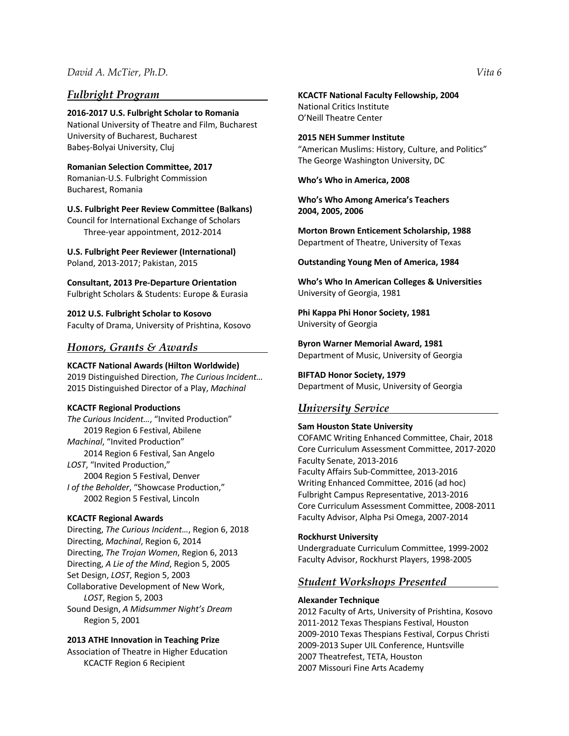## *Fulbright Program*

**2016-2017 U.S. Fulbright Scholar to Romania**
National University of Theatre and Film, Bucharest
University of Bucharest, Bucharest
Babeș-Bolyai University, Cluj

**Romanian Selection Committee, 2017**
Romanian-U.S. Fulbright Commission
Bucharest, Romania

**U.S. Fulbright Peer Review Committee (Balkans)**
Council for International Exchange of Scholars
Three-year appointment, 2012-2014

**U.S. Fulbright Peer Reviewer (International)**
Poland, 2013-2017; Pakistan, 2015

**Consultant, 2013 Pre-Departure Orientation**
Fulbright Scholars & Students: Europe & Eurasia

**2012 U.S. Fulbright Scholar to Kosovo**
Faculty of Drama, University of Prishtina, Kosovo

## *Honors, Grants & Awards*

**KCACTF National Awards (Hilton Worldwide)**
2019 Distinguished Direction, *The Curious Incident…*
2015 Distinguished Director of a Play, *Machinal*

**KCACTF Regional Productions**
*The Curious Incident…*, "Invited Production"
2019 Region 6 Festival, Abilene
*Machinal*, "Invited Production"
2014 Region 6 Festival, San Angelo
*LOST*, "Invited Production,"
2004 Region 5 Festival, Denver
*I of the Beholder*, "Showcase Production,"
2002 Region 5 Festival, Lincoln

**KCACTF Regional Awards**
Directing, *The Curious Incident…*, Region 6, 2018
Directing, *Machinal*, Region 6, 2014
Directing, *The Trojan Women*, Region 6, 2013
Directing, *A Lie of the Mind*, Region 5, 2005
Set Design, *LOST*, Region 5, 2003
Collaborative Development of New Work,
*LOST*, Region 5, 2003
Sound Design, *A Midsummer Night's Dream*
Region 5, 2001

**2013 ATHE Innovation in Teaching Prize**
Association of Theatre in Higher Education
KCACTF Region 6 Recipient

**KCACTF National Faculty Fellowship, 2004**
National Critics Institute
O'Neill Theatre Center

**2015 NEH Summer Institute**
"American Muslims: History, Culture, and Politics"
The George Washington University, DC

**Who's Who in America, 2008**

**Who's Who Among America's Teachers**
**2004, 2005, 2006**

**Morton Brown Enticement Scholarship, 1988**
Department of Theatre, University of Texas

**Outstanding Young Men of America, 1984**

**Who's Who In American Colleges & Universities**
University of Georgia, 1981

**Phi Kappa Phi Honor Society, 1981**
University of Georgia

**Byron Warner Memorial Award, 1981**
Department of Music, University of Georgia

**BIFTAD Honor Society, 1979**
Department of Music, University of Georgia

## *University Service*

**Sam Houston State University**
COFAMC Writing Enhanced Committee, Chair, 2018
Core Curriculum Assessment Committee, 2017-2020
Faculty Senate, 2013-2016
Faculty Affairs Sub-Committee, 2013-2016
Writing Enhanced Committee, 2016 (ad hoc)
Fulbright Campus Representative, 2013-2016
Core Curriculum Assessment Committee, 2008-2011
Faculty Advisor, Alpha Psi Omega, 2007-2014

**Rockhurst University**
Undergraduate Curriculum Committee, 1999-2002
Faculty Advisor, Rockhurst Players, 1998-2005

## *Student Workshops Presented*

**Alexander Technique**
2012 Faculty of Arts, University of Prishtina, Kosovo
2011-2012 Texas Thespians Festival, Houston
2009-2010 Texas Thespians Festival, Corpus Christi
2009-2013 Super UIL Conference, Huntsville
2007 Theatrefest, TETA, Houston
2007 Missouri Fine Arts Academy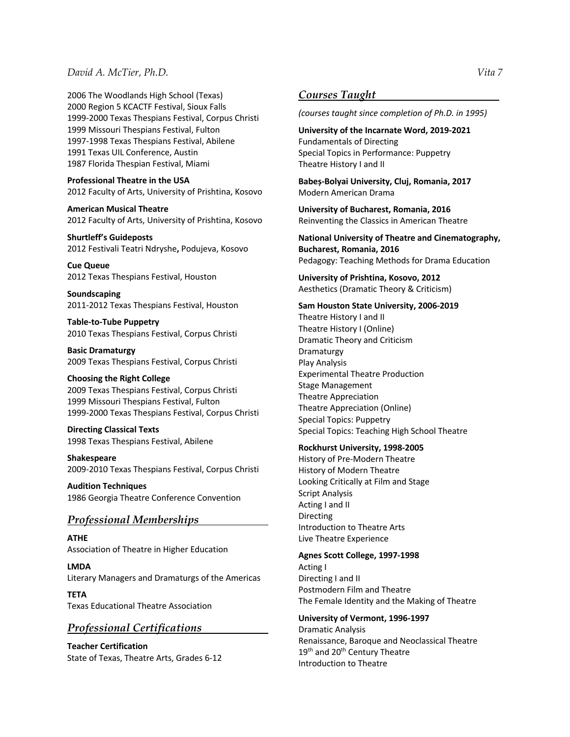2006 The Woodlands High School (Texas)
2000 Region 5 KCACTF Festival, Sioux Falls
1999-2000 Texas Thespians Festival, Corpus Christi
1999 Missouri Thespians Festival, Fulton
1997-1998 Texas Thespians Festival, Abilene
1991 Texas UIL Conference, Austin
1987 Florida Thespian Festival, Miami

**Professional Theatre in the USA**
2012 Faculty of Arts, University of Prishtina, Kosovo

**American Musical Theatre**
2012 Faculty of Arts, University of Prishtina, Kosovo

**Shurtleff's Guideposts**
2012 Festivali Teatri Ndryshe**,** Podujeva, Kosovo

**Cue Queue**
2012 Texas Thespians Festival, Houston

**Soundscaping**
2011-2012 Texas Thespians Festival, Houston

**Table-to-Tube Puppetry**
2010 Texas Thespians Festival, Corpus Christi

**Basic Dramaturgy**
2009 Texas Thespians Festival, Corpus Christi

**Choosing the Right College**
2009 Texas Thespians Festival, Corpus Christi
1999 Missouri Thespians Festival, Fulton
1999-2000 Texas Thespians Festival, Corpus Christi

**Directing Classical Texts**
1998 Texas Thespians Festival, Abilene

**Shakespeare**
2009-2010 Texas Thespians Festival, Corpus Christi

**Audition Techniques**
1986 Georgia Theatre Conference Convention

## *Professional Memberships*

**ATHE**
Association of Theatre in Higher Education

**LMDA**
Literary Managers and Dramaturgs of the Americas

**TETA**
Texas Educational Theatre Association

## *Professional Certifications*

**Teacher Certification**
State of Texas, Theatre Arts, Grades 6-12

## *Courses Taught*

*(courses taught since completion of Ph.D. in 1995)*

**University of the Incarnate Word, 2019-2021**
Fundamentals of Directing
Special Topics in Performance: Puppetry
Theatre History I and II

**Babeș-Bolyai University, Cluj, Romania, 2017**
Modern American Drama

**University of Bucharest, Romania, 2016**
Reinventing the Classics in American Theatre

**National University of Theatre and Cinematography, Bucharest, Romania, 2016**
Pedagogy: Teaching Methods for Drama Education

**University of Prishtina, Kosovo, 2012**
Aesthetics (Dramatic Theory & Criticism)

**Sam Houston State University, 2006-2019**
Theatre History I and II
Theatre History I (Online)
Dramatic Theory and Criticism
Dramaturgy
Play Analysis
Experimental Theatre Production
Stage Management
Theatre Appreciation
Theatre Appreciation (Online)
Special Topics: Puppetry
Special Topics: Teaching High School Theatre

**Rockhurst University, 1998-2005**
History of Pre-Modern Theatre
History of Modern Theatre
Looking Critically at Film and Stage
Script Analysis
Acting I and II
Directing
Introduction to Theatre Arts
Live Theatre Experience

**Agnes Scott College, 1997-1998**
Acting I
Directing I and II
Postmodern Film and Theatre
The Female Identity and the Making of Theatre

**University of Vermont, 1996-1997**
Dramatic Analysis
Renaissance, Baroque and Neoclassical Theatre
19th and 20th Century Theatre
Introduction to Theatre